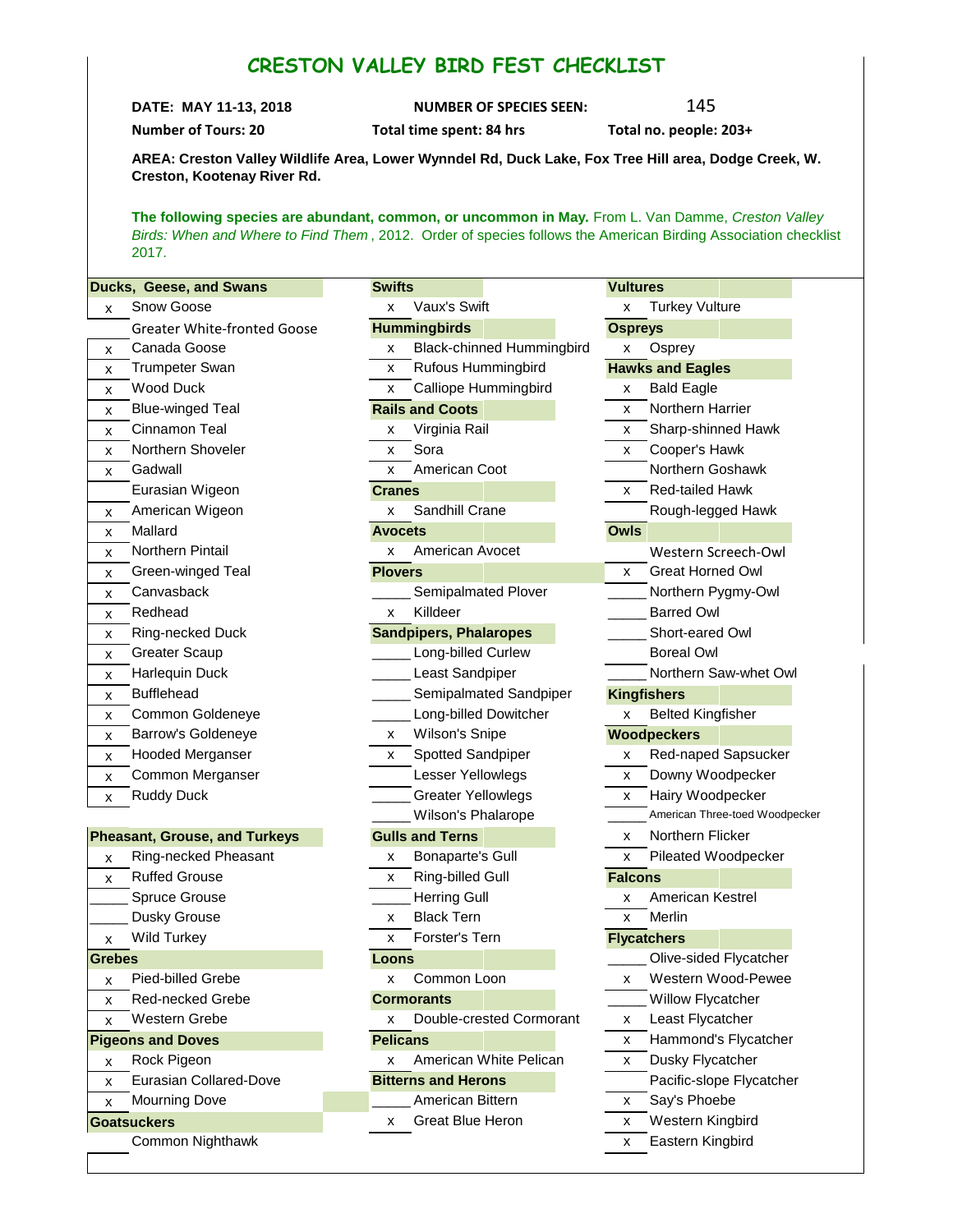# CRESTON VALLEY BIRD FEST CHECKLIST

**DATE: MAY 11-13, 2018** **NUMBER OF SPECIES SEEN:** 145

**Number of Tours: 20** **Total time spent: 84 hrs** **Total no. people: 203+**

**AREA: Creston Valley Wildlife Area, Lower Wynndel Rd, Duck Lake, Fox Tree Hill area, Dodge Creek, W. Creston, Kootenay River Rd.**

**The following species are abundant, common, or uncommon in May.** From L. Van Damme, *Creston Valley Birds: When and Where to Find Them*, 2012. Order of species follows the American Birding Association checklist 2017.

**Ducks, Geese, and Swans**

| Seen | Species |
|---|---|
| x | Snow Goose |
| | Greater White-fronted Goose |
| x | Canada Goose |
| x | Trumpeter Swan |
| x | Wood Duck |
| x | Blue-winged Teal |
| x | Cinnamon Teal |
| x | Northern Shoveler |
| x | Gadwall |
| | Eurasian Wigeon |
| x | American Wigeon |
| x | Mallard |
| x | Northern Pintail |
| x | Green-winged Teal |
| x | Canvasback |
| x | Redhead |
| x | Ring-necked Duck |
| x | Greater Scaup |
| x | Harlequin Duck |
| x | Bufflehead |
| x | Common Goldeneye |
| x | Barrow's Goldeneye |
| x | Hooded Merganser |
| x | Common Merganser |
| x | Ruddy Duck |

**Pheasant, Grouse, and Turkeys**

| Seen | Species |
|---|---|
| x | Ring-necked Pheasant |
| x | Ruffed Grouse |
| | Spruce Grouse |
| | Dusky Grouse |
| x | Wild Turkey |

**Grebes**

| Seen | Species |
|---|---|
| x | Pied-billed Grebe |
| x | Red-necked Grebe |
| x | Western Grebe |

**Pigeons and Doves**

| Seen | Species |
|---|---|
| x | Rock Pigeon |
| x | Eurasian Collared-Dove |
| x | Mourning Dove |

**Goatsuckers**

| Seen | Species |
|---|---|
| | Common Nighthawk |

**Swifts**

| Seen | Species |
|---|---|
| x | Vaux's Swift |

**Hummingbirds**

| Seen | Species |
|---|---|
| x | Black-chinned Hummingbird |
| x | Rufous Hummingbird |
| x | Calliope Hummingbird |

**Rails and Coots**

| Seen | Species |
|---|---|
| x | Virginia Rail |
| x | Sora |
| x | American Coot |

**Cranes**

| Seen | Species |
|---|---|
| x | Sandhill Crane |

**Avocets**

| Seen | Species |
|---|---|
| x | American Avocet |

**Plovers**

| Seen | Species |
|---|---|
| | Semipalmated Plover |
| x | Killdeer |

**Sandpipers, Phalaropes**

| Seen | Species |
|---|---|
| | Long-billed Curlew |
| | Least Sandpiper |
| | Semipalmated Sandpiper |
| | Long-billed Dowitcher |
| x | Wilson's Snipe |
| x | Spotted Sandpiper |
| | Lesser Yellowlegs |
| | Greater Yellowlegs |
| | Wilson's Phalarope |

**Gulls and Terns**

| Seen | Species |
|---|---|
| x | Bonaparte's Gull |
| x | Ring-billed Gull |
| | Herring Gull |
| x | Black Tern |
| x | Forster's Tern |

**Loons**

| Seen | Species |
|---|---|
| x | Common Loon |

**Cormorants**

| Seen | Species |
|---|---|
| x | Double-crested Cormorant |

**Pelicans**

| Seen | Species |
|---|---|
| x | American White Pelican |

**Bitterns and Herons**

| Seen | Species |
|---|---|
| | American Bittern |
| x | Great Blue Heron |

**Vultures**

| Seen | Species |
|---|---|
| x | Turkey Vulture |

**Ospreys**

| Seen | Species |
|---|---|
| x | Osprey |

**Hawks and Eagles**

| Seen | Species |
|---|---|
| x | Bald Eagle |
| x | Northern Harrier |
| x | Sharp-shinned Hawk |
| x | Cooper's Hawk |
| | Northern Goshawk |
| x | Red-tailed Hawk |
| | Rough-legged Hawk |

**Owls**

| Seen | Species |
|---|---|
| | Western Screech-Owl |
| x | Great Horned Owl |
| | Northern Pygmy-Owl |
| | Barred Owl |
| | Short-eared Owl |
| | Boreal Owl |
| | Northern Saw-whet Owl |

**Kingfishers**

| Seen | Species |
|---|---|
| x | Belted Kingfisher |

**Woodpeckers**

| Seen | Species |
|---|---|
| x | Red-naped Sapsucker |
| x | Downy Woodpecker |
| x | Hairy Woodpecker |
| | American Three-toed Woodpecker |
| x | Northern Flicker |
| x | Pileated Woodpecker |

**Falcons**

| Seen | Species |
|---|---|
| x | American Kestrel |
| x | Merlin |

**Flycatchers**

| Seen | Species |
|---|---|
| | Olive-sided Flycatcher |
| x | Western Wood-Pewee |
| | Willow Flycatcher |
| x | Least Flycatcher |
| x | Hammond's Flycatcher |
| x | Dusky Flycatcher |
| | Pacific-slope Flycatcher |
| x | Say's Phoebe |
| x | Western Kingbird |
| x | Eastern Kingbird |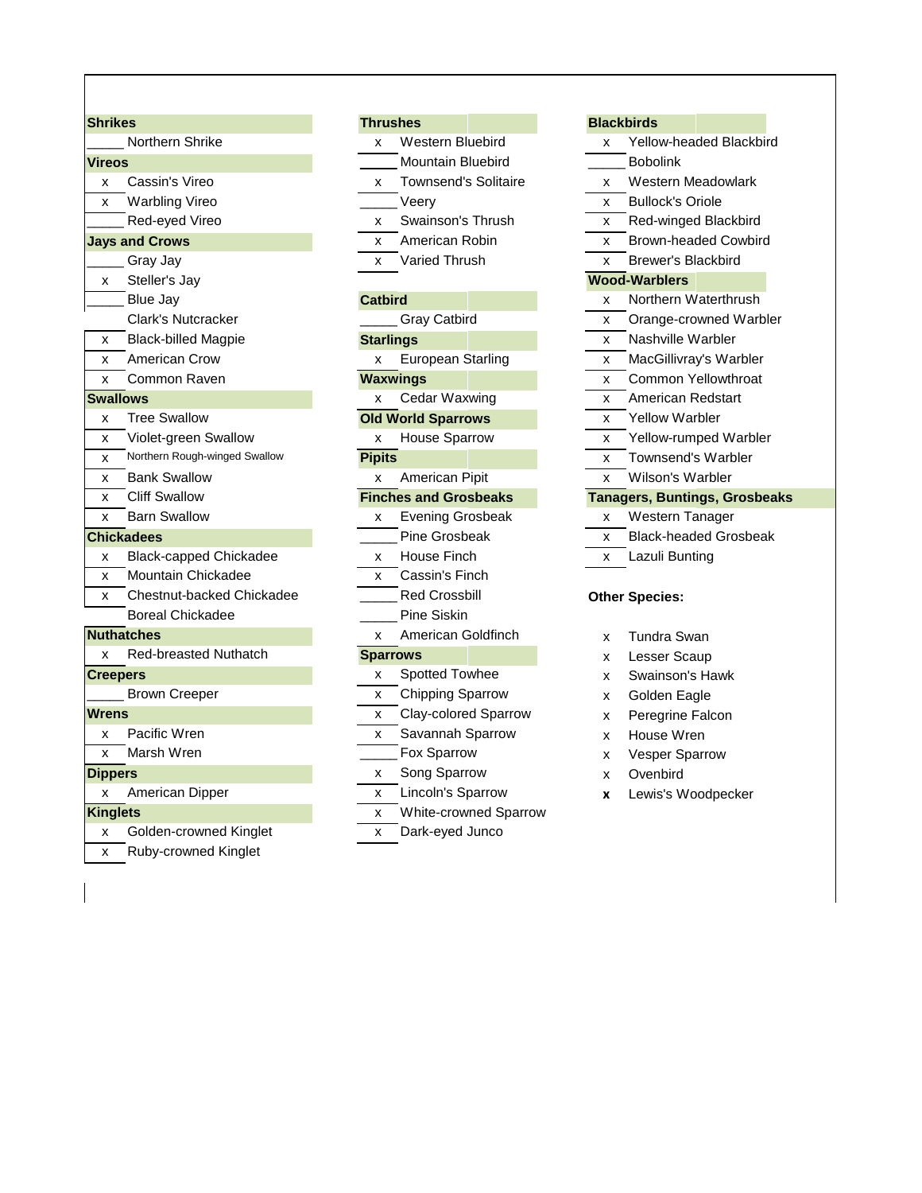### Shrikes

_____ Northern Shrike

### Vireos

x Cassin's Vireo
x Warbling Vireo
_____ Red-eyed Vireo

### Jays and Crows

_____ Gray Jay
x Steller's Jay
_____ Blue Jay
Clark's Nutcracker
x Black-billed Magpie
x American Crow
x Common Raven

### Swallows

x Tree Swallow
x Violet-green Swallow
x Northern Rough-winged Swallow
x Bank Swallow
x Cliff Swallow
x Barn Swallow

### Chickadees

x Black-capped Chickadee
x Mountain Chickadee
x Chestnut-backed Chickadee
Boreal Chickadee

### Nuthatches

x Red-breasted Nuthatch

### Creepers

_____ Brown Creeper

### Wrens

x Pacific Wren
x Marsh Wren

### Dippers

x American Dipper

### Kinglets

x Golden-crowned Kinglet
x Ruby-crowned Kinglet

### Thrushes

x Western Bluebird
_____ Mountain Bluebird
x Townsend's Solitaire
_____ Veery
x Swainson's Thrush
x American Robin
x Varied Thrush

### Catbird

_____ Gray Catbird

### Starlings

x European Starling

### Waxwings

x Cedar Waxwing

### Old World Sparrows

x House Sparrow

### Pipits

x American Pipit

### Finches and Grosbeaks

x Evening Grosbeak
_____ Pine Grosbeak
x House Finch
x Cassin's Finch
_____ Red Crossbill
_____ Pine Siskin
x American Goldfinch

### Sparrows

x Spotted Towhee
x Chipping Sparrow
x Clay-colored Sparrow
x Savannah Sparrow
_____ Fox Sparrow
x Song Sparrow
x Lincoln's Sparrow
x White-crowned Sparrow
x Dark-eyed Junco

### Blackbirds

x Yellow-headed Blackbird
_____ Bobolink
x Western Meadowlark
x Bullock's Oriole
x Red-winged Blackbird
x Brown-headed Cowbird
x Brewer's Blackbird

### Wood-Warblers

x Northern Waterthrush
x Orange-crowned Warbler
x Nashville Warbler
x MacGillivray's Warbler
x Common Yellowthroat
x American Redstart
x Yellow Warbler
x Yellow-rumped Warbler
x Townsend's Warbler
x Wilson's Warbler

### Tanagers, Buntings, Grosbeaks

x Western Tanager
x Black-headed Grosbeak
x Lazuli Bunting

**Other Species:**

x Tundra Swan
x Lesser Scaup
x Swainson's Hawk
x Golden Eagle
x Peregrine Falcon
x House Wren
x Vesper Sparrow
x Ovenbird
**x** Lewis's Woodpecker